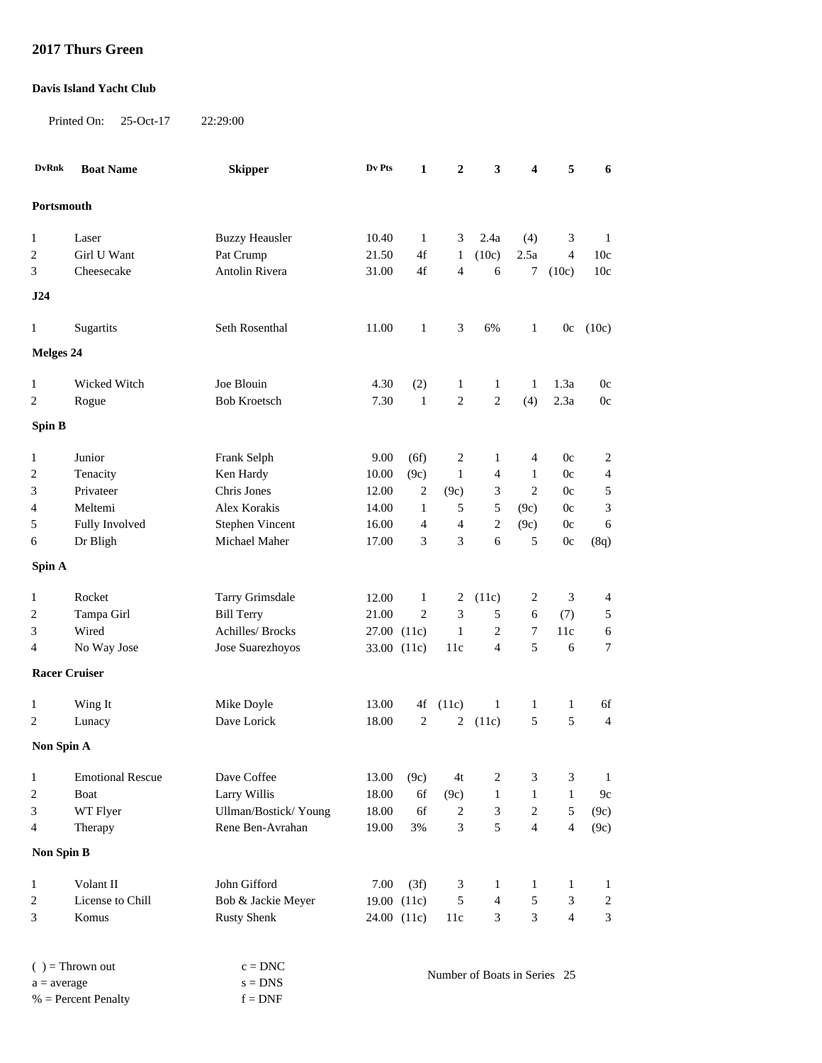## 2017 Thurs Green

**Davis Island Yacht Club**

Printed On: 25-Oct-17 22:29:00

| DvRnk | Boat Name | Skipper | Dv Pts | 1 | 2 | 3 | 4 | 5 | 6 |
|---|---|---|---|---|---|---|---|---|---|
| **Portsmouth** | | | | | | | | | |
| 1 | Laser | Buzzy Heausler | 10.40 | 1 | 3 | 2.4a | (4) | 3 | 1 |
| 2 | Girl U Want | Pat Crump | 21.50 | 4f | 1 | (10c) | 2.5a | 4 | 10c |
| 3 | Cheesecake | Antolin Rivera | 31.00 | 4f | 4 | 6 | 7 | (10c) | 10c |
| **J24** | | | | | | | | | |
| 1 | Sugartits | Seth Rosenthal | 11.00 | 1 | 3 | 6% | 1 | 0c | (10c) |
| **Melges 24** | | | | | | | | | |
| 1 | Wicked Witch | Joe Blouin | 4.30 | (2) | 1 | 1 | 1 | 1.3a | 0c |
| 2 | Rogue | Bob Kroetsch | 7.30 | 1 | 2 | 2 | (4) | 2.3a | 0c |
| **Spin B** | | | | | | | | | |
| 1 | Junior | Frank Selph | 9.00 | (6f) | 2 | 1 | 4 | 0c | 2 |
| 2 | Tenacity | Ken Hardy | 10.00 | (9c) | 1 | 4 | 1 | 0c | 4 |
| 3 | Privateer | Chris Jones | 12.00 | 2 | (9c) | 3 | 2 | 0c | 5 |
| 4 | Meltemi | Alex Korakis | 14.00 | 1 | 5 | 5 | (9c) | 0c | 3 |
| 5 | Fully Involved | Stephen Vincent | 16.00 | 4 | 4 | 2 | (9c) | 0c | 6 |
| 6 | Dr Bligh | Michael Maher | 17.00 | 3 | 3 | 6 | 5 | 0c | (8q) |
| **Spin A** | | | | | | | | | |
| 1 | Rocket | Tarry Grimsdale | 12.00 | 1 | 2 | (11c) | 2 | 3 | 4 |
| 2 | Tampa Girl | Bill Terry | 21.00 | 2 | 3 | 5 | 6 | (7) | 5 |
| 3 | Wired | Achilles/ Brocks | 27.00 | (11c) | 1 | 2 | 7 | 11c | 6 |
| 4 | No Way Jose | Jose Suarezhoyos | 33.00 | (11c) | 11c | 4 | 5 | 6 | 7 |
| **Racer Cruiser** | | | | | | | | | |
| 1 | Wing It | Mike Doyle | 13.00 | 4f | (11c) | 1 | 1 | 1 | 6f |
| 2 | Lunacy | Dave Lorick | 18.00 | 2 | 2 | (11c) | 5 | 5 | 4 |
| **Non Spin A** | | | | | | | | | |
| 1 | Emotional Rescue | Dave Coffee | 13.00 | (9c) | 4t | 2 | 3 | 3 | 1 |
| 2 | Boat | Larry Willis | 18.00 | 6f | (9c) | 1 | 1 | 1 | 9c |
| 3 | WT Flyer | Ullman/Bostick/ Young | 18.00 | 6f | 2 | 3 | 2 | 5 | (9c) |
| 4 | Therapy | Rene Ben-Avrahan | 19.00 | 3% | 3 | 5 | 4 | 4 | (9c) |
| **Non Spin B** | | | | | | | | | |
| 1 | Volant II | John Gifford | 7.00 | (3f) | 3 | 1 | 1 | 1 | 1 |
| 2 | License to Chill | Bob & Jackie Meyer | 19.00 | (11c) | 5 | 4 | 5 | 3 | 2 |
| 3 | Komus | Rusty Shenk | 24.00 | (11c) | 11c | 3 | 3 | 4 | 3 |

( ) = Thrown out
a = average
% = Percent Penalty

c = DNC
s = DNS
f = DNF

Number of Boats in Series 25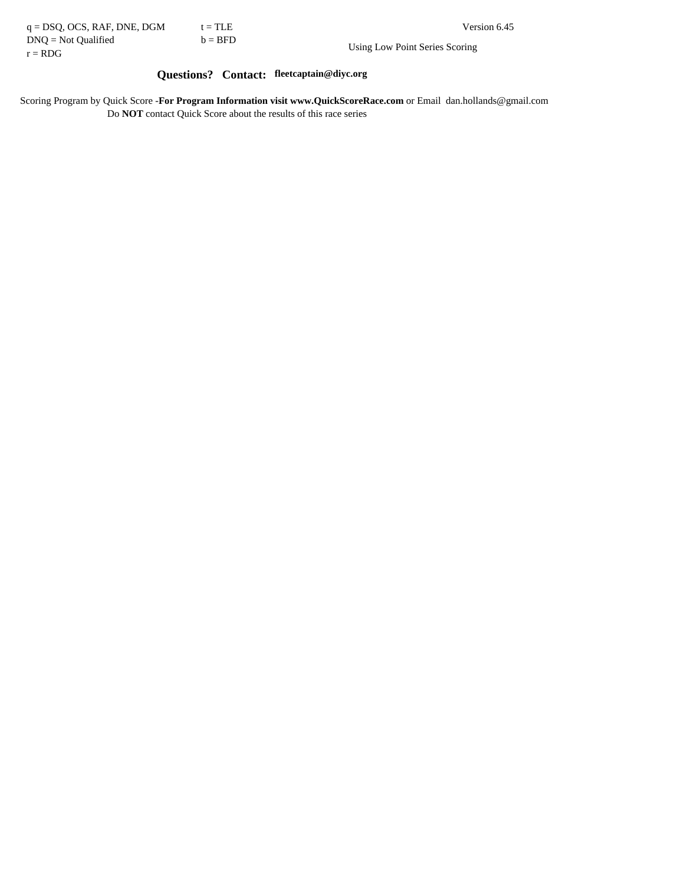| | | |
|---|---|---|
| q = DSQ, OCS, RAF, DNE, DGM | t = TLE | Version 6.45 |
| DNQ = Not Qualified | b = BFD | Using Low Point Series Scoring |
| r = RDG | | |

**Questions? Contact: fleetcaptain@diyc.org**

Scoring Program by Quick Score -**For Program Information visit www.QuickScoreRace.com** or Email dan.hollands@gmail.com
Do **NOT** contact Quick Score about the results of this race series